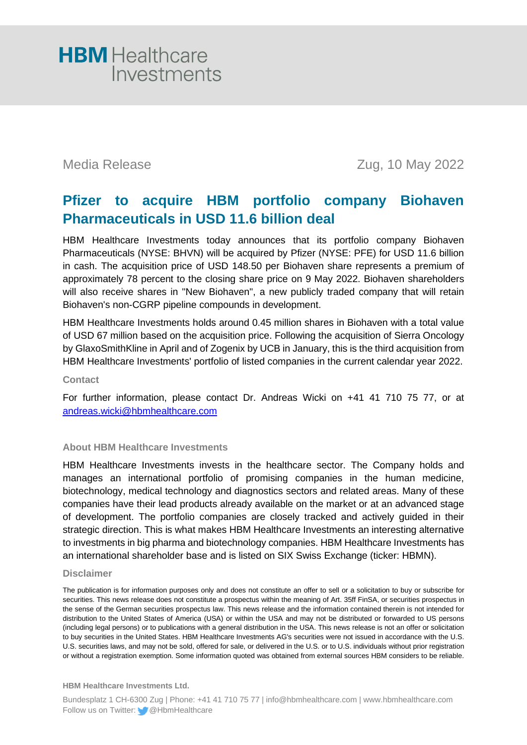HBM Healthcare Investments

Media Release

Zug, 10 May 2022

# Pfizer to acquire HBM portfolio company Biohaven Pharmaceuticals in USD 11.6 billion deal

HBM Healthcare Investments today announces that its portfolio company Biohaven Pharmaceuticals (NYSE: BHVN) will be acquired by Pfizer (NYSE: PFE) for USD 11.6 billion in cash. The acquisition price of USD 148.50 per Biohaven share represents a premium of approximately 78 percent to the closing share price on 9 May 2022. Biohaven shareholders will also receive shares in "New Biohaven", a new publicly traded company that will retain Biohaven's non-CGRP pipeline compounds in development.

HBM Healthcare Investments holds around 0.45 million shares in Biohaven with a total value of USD 67 million based on the acquisition price. Following the acquisition of Sierra Oncology by GlaxoSmithKline in April and of Zogenix by UCB in January, this is the third acquisition from HBM Healthcare Investments' portfolio of listed companies in the current calendar year 2022.

### Contact

For further information, please contact Dr. Andreas Wicki on +41 41 710 75 77, or at [andreas.wicki@hbmhealthcare.com](mailto:andreas.wicki@hbmhealthcare.com)

### About HBM Healthcare Investments

HBM Healthcare Investments invests in the healthcare sector. The Company holds and manages an international portfolio of promising companies in the human medicine, biotechnology, medical technology and diagnostics sectors and related areas. Many of these companies have their lead products already available on the market or at an advanced stage of development. The portfolio companies are closely tracked and actively guided in their strategic direction. This is what makes HBM Healthcare Investments an interesting alternative to investments in big pharma and biotechnology companies. HBM Healthcare Investments has an international shareholder base and is listed on SIX Swiss Exchange (ticker: HBMN).

### Disclaimer

The publication is for information purposes only and does not constitute an offer to sell or a solicitation to buy or subscribe for securities. This news release does not constitute a prospectus within the meaning of Art. 35ff FinSA, or securities prospectus in the sense of the German securities prospectus law. This news release and the information contained therein is not intended for distribution to the United States of America (USA) or within the USA and may not be distributed or forwarded to US persons (including legal persons) or to publications with a general distribution in the USA. This news release is not an offer or solicitation to buy securities in the United States. HBM Healthcare Investments AG's securities were not issued in accordance with the U.S. U.S. securities laws, and may not be sold, offered for sale, or delivered in the U.S. or to U.S. individuals without prior registration or without a registration exemption. Some information quoted was obtained from external sources HBM considers to be reliable.

**HBM Healthcare Investments Ltd.**

Bundesplatz 1 CH-6300 Zug | Phone: +41 41 710 75 77 | info@hbmhealthcare.com | www.hbmhealthcare.com
Follow us on Twitter: @HbmHealthcare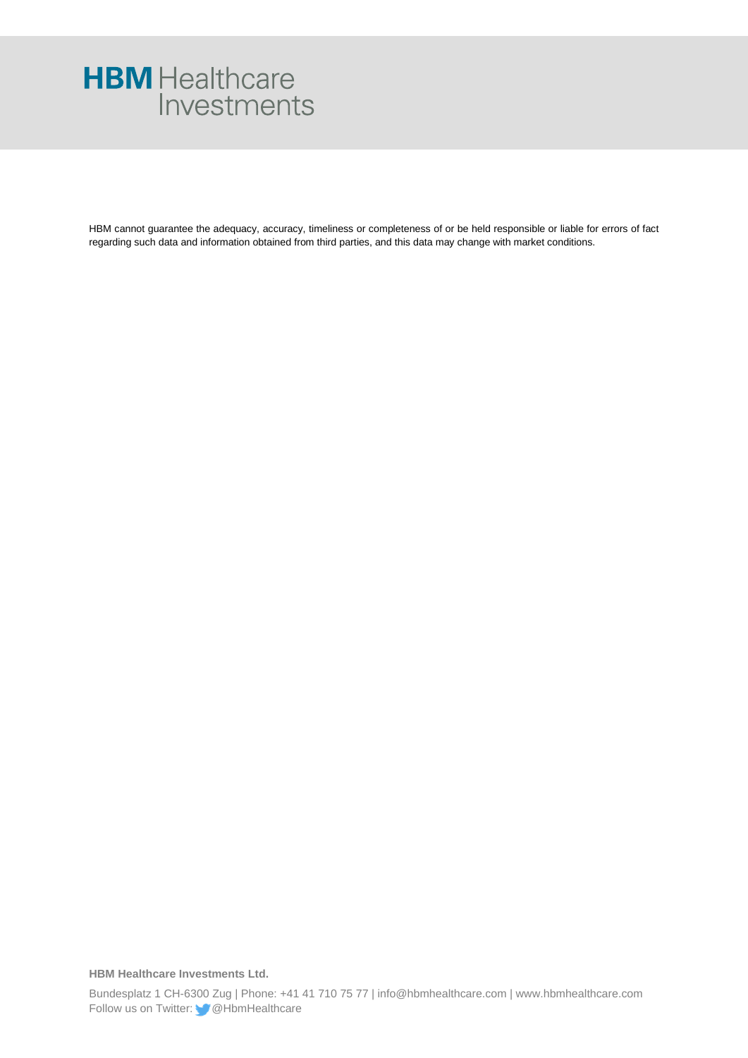HBM Healthcare Investments

HBM cannot guarantee the adequacy, accuracy, timeliness or completeness of or be held responsible or liable for errors of fact regarding such data and information obtained from third parties, and this data may change with market conditions.

**HBM Healthcare Investments Ltd.**

Bundesplatz 1 CH-6300 Zug | Phone: +41 41 710 75 77 | info@hbmhealthcare.com | www.hbmhealthcare.com
Follow us on Twitter: @HbmHealthcare